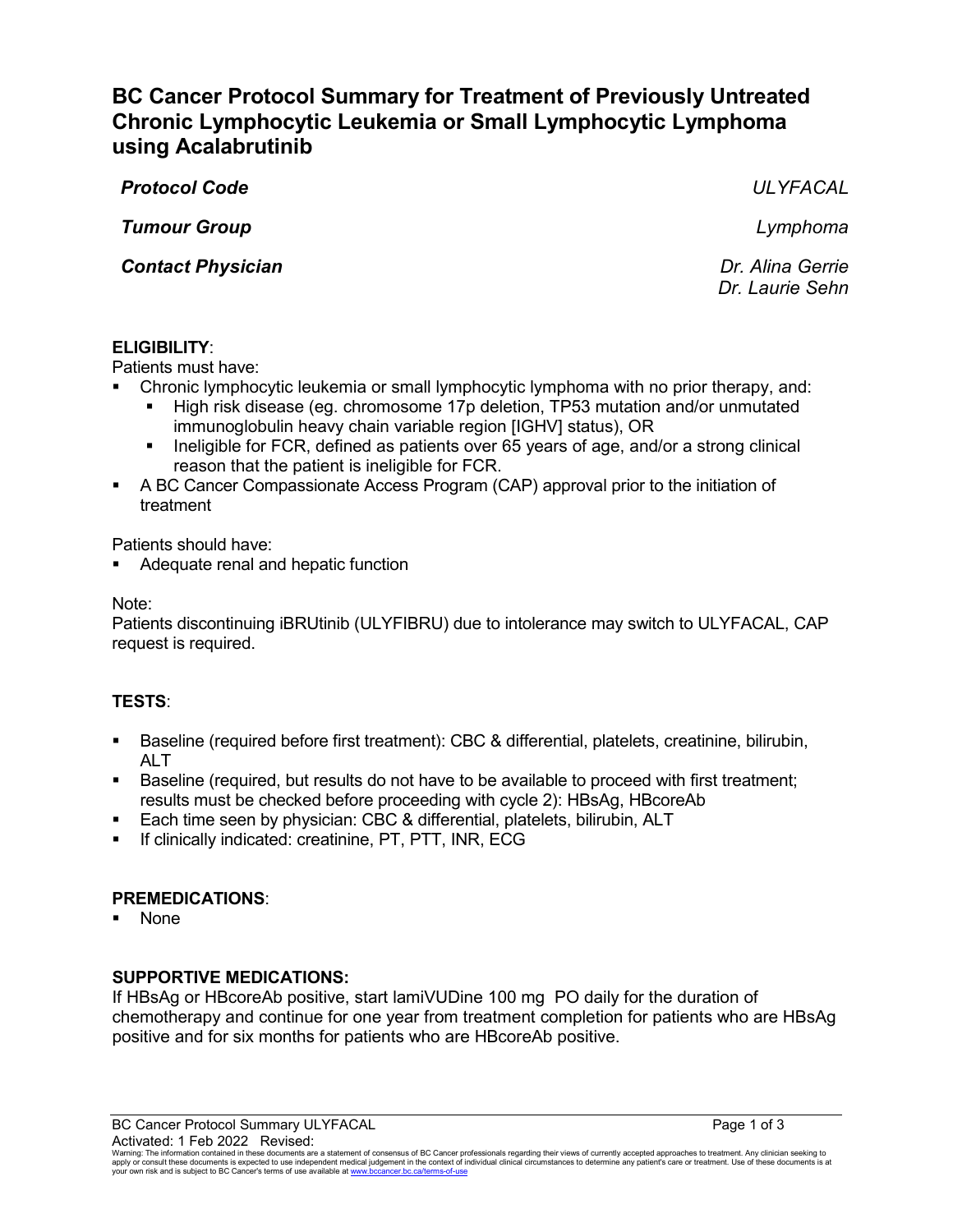# BC Cancer Protocol Summary for Treatment of Previously Untreated Chronic Lymphocytic Leukemia or Small Lymphocytic Lymphoma using Acalabrutinib

| | |
|---|---|
| ***Protocol Code*** | *ULYFACAL* |
| ***Tumour Group*** | *Lymphoma* |
| ***Contact Physician*** | *Dr. Alina Gerrie*<br>*Dr. Laurie Sehn* |

**ELIGIBILITY**:

Patients must have:

- Chronic lymphocytic leukemia or small lymphocytic lymphoma with no prior therapy, and:
  - High risk disease (eg. chromosome 17p deletion, TP53 mutation and/or unmutated immunoglobulin heavy chain variable region [IGHV] status), OR
  - Ineligible for FCR, defined as patients over 65 years of age, and/or a strong clinical reason that the patient is ineligible for FCR.
- A BC Cancer Compassionate Access Program (CAP) approval prior to the initiation of treatment

Patients should have:

- Adequate renal and hepatic function

Note:
Patients discontinuing iBRUtinib (ULYFIBRU) due to intolerance may switch to ULYFACAL, CAP request is required.

**TESTS**:

- Baseline (required before first treatment): CBC & differential, platelets, creatinine, bilirubin, ALT
- Baseline (required, but results do not have to be available to proceed with first treatment; results must be checked before proceeding with cycle 2): HBsAg, HBcoreAb
- Each time seen by physician: CBC & differential, platelets, bilirubin, ALT
- If clinically indicated: creatinine, PT, PTT, INR, ECG

**PREMEDICATIONS**:

- None

**SUPPORTIVE MEDICATIONS:**

If HBsAg or HBcoreAb positive, start lamiVUDine 100 mg PO daily for the duration of chemotherapy and continue for one year from treatment completion for patients who are HBsAg positive and for six months for patients who are HBcoreAb positive.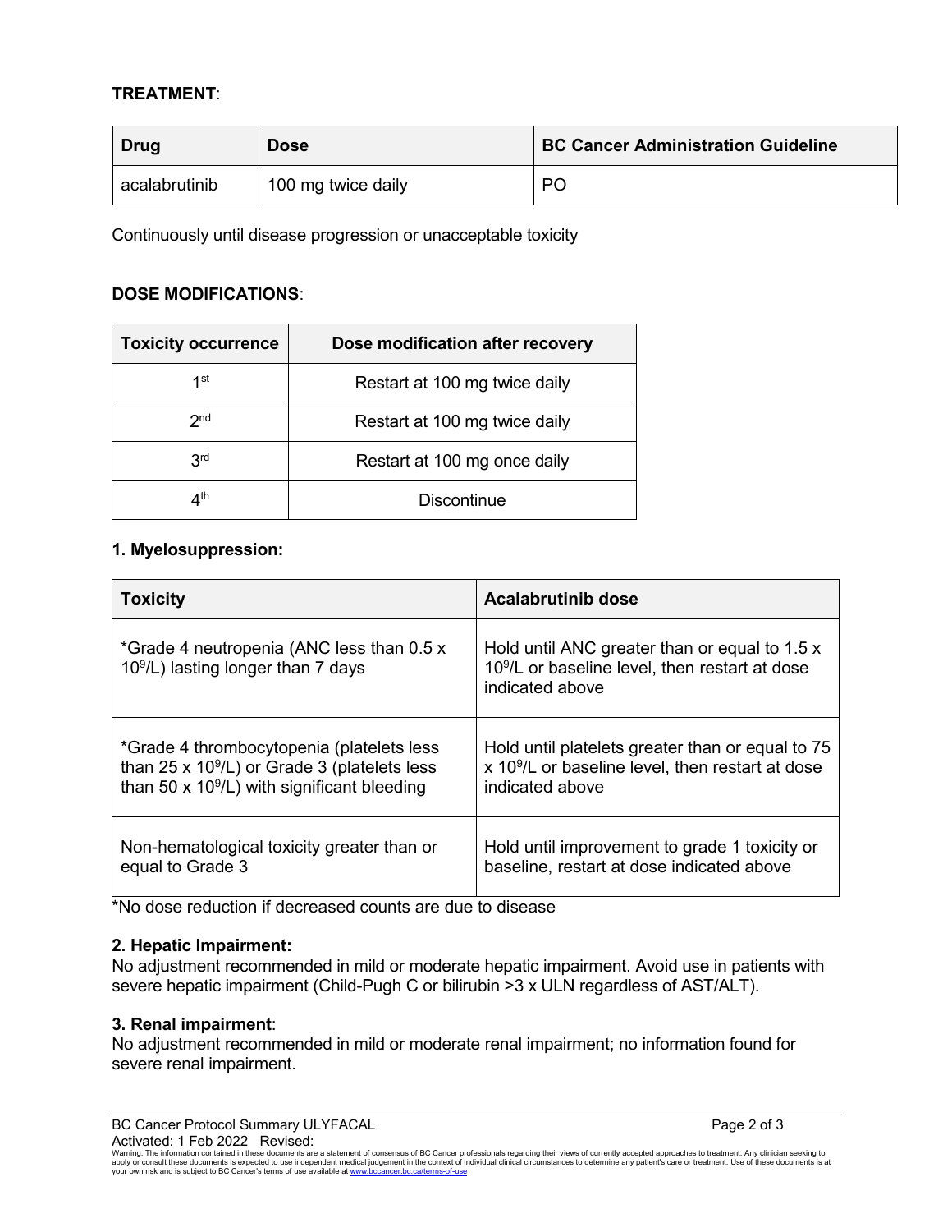**TREATMENT**:

| Drug | Dose | BC Cancer Administration Guideline |
| --- | --- | --- |
| acalabrutinib | 100 mg twice daily | PO |

Continuously until disease progression or unacceptable toxicity

**DOSE MODIFICATIONS**:

| Toxicity occurrence | Dose modification after recovery |
| --- | --- |
| 1st | Restart at 100 mg twice daily |
| 2nd | Restart at 100 mg twice daily |
| 3rd | Restart at 100 mg once daily |
| 4th | Discontinue |

**1. Myelosuppression:**

| Toxicity | Acalabrutinib dose |
| --- | --- |
| *Grade 4 neutropenia (ANC less than 0.5 x $10^9$/L) lasting longer than 7 days | Hold until ANC greater than or equal to 1.5 x $10^9$/L or baseline level, then restart at dose indicated above |
| *Grade 4 thrombocytopenia (platelets less than 25 x $10^9$/L) or Grade 3 (platelets less than 50 x $10^9$/L) with significant bleeding | Hold until platelets greater than or equal to 75 x $10^9$/L or baseline level, then restart at dose indicated above |
| Non-hematological toxicity greater than or equal to Grade 3 | Hold until improvement to grade 1 toxicity or baseline, restart at dose indicated above |

*No dose reduction if decreased counts are due to disease

**2. Hepatic Impairment:**
No adjustment recommended in mild or moderate hepatic impairment. Avoid use in patients with severe hepatic impairment (Child-Pugh C or bilirubin >3 x ULN regardless of AST/ALT).

**3. Renal impairment**:
No adjustment recommended in mild or moderate renal impairment; no information found for severe renal impairment.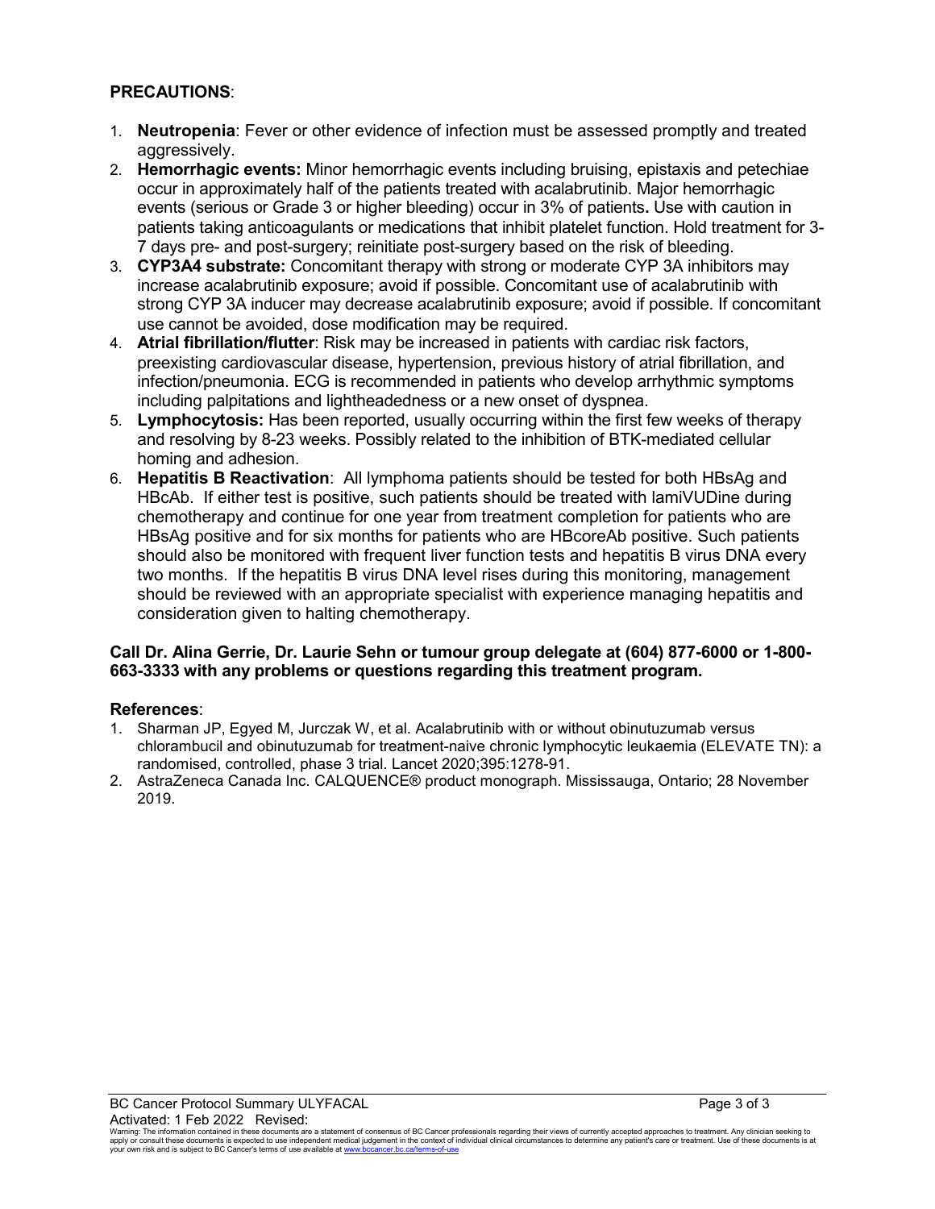**PRECAUTIONS**:

1. **Neutropenia**: Fever or other evidence of infection must be assessed promptly and treated aggressively.
2. **Hemorrhagic events:** Minor hemorrhagic events including bruising, epistaxis and petechiae occur in approximately half of the patients treated with acalabrutinib. Major hemorrhagic events (serious or Grade 3 or higher bleeding) occur in 3% of patients**.** Use with caution in patients taking anticoagulants or medications that inhibit platelet function. Hold treatment for 3-7 days pre- and post-surgery; reinitiate post-surgery based on the risk of bleeding.
3. **CYP3A4 substrate:** Concomitant therapy with strong or moderate CYP 3A inhibitors may increase acalabrutinib exposure; avoid if possible. Concomitant use of acalabrutinib with strong CYP 3A inducer may decrease acalabrutinib exposure; avoid if possible. If concomitant use cannot be avoided, dose modification may be required.
4. **Atrial fibrillation/flutter**: Risk may be increased in patients with cardiac risk factors, preexisting cardiovascular disease, hypertension, previous history of atrial fibrillation, and infection/pneumonia. ECG is recommended in patients who develop arrhythmic symptoms including palpitations and lightheadedness or a new onset of dyspnea.
5. **Lymphocytosis:** Has been reported, usually occurring within the first few weeks of therapy and resolving by 8-23 weeks. Possibly related to the inhibition of BTK-mediated cellular homing and adhesion.
6. **Hepatitis B Reactivation**: All lymphoma patients should be tested for both HBsAg and HBcAb. If either test is positive, such patients should be treated with lamiVUDine during chemotherapy and continue for one year from treatment completion for patients who are HBsAg positive and for six months for patients who are HBcoreAb positive. Such patients should also be monitored with frequent liver function tests and hepatitis B virus DNA every two months. If the hepatitis B virus DNA level rises during this monitoring, management should be reviewed with an appropriate specialist with experience managing hepatitis and consideration given to halting chemotherapy.

**Call Dr. Alina Gerrie, Dr. Laurie Sehn or tumour group delegate at (604) 877-6000 or 1-800-663-3333 with any problems or questions regarding this treatment program.**

## References:

1. Sharman JP, Egyed M, Jurczak W, et al. Acalabrutinib with or without obinutuzumab versus chlorambucil and obinutuzumab for treatment-naive chronic lymphocytic leukaemia (ELEVATE TN): a randomised, controlled, phase 3 trial. Lancet 2020;395:1278-91.
2. AstraZeneca Canada Inc. CALQUENCE® product monograph. Mississauga, Ontario; 28 November 2019.